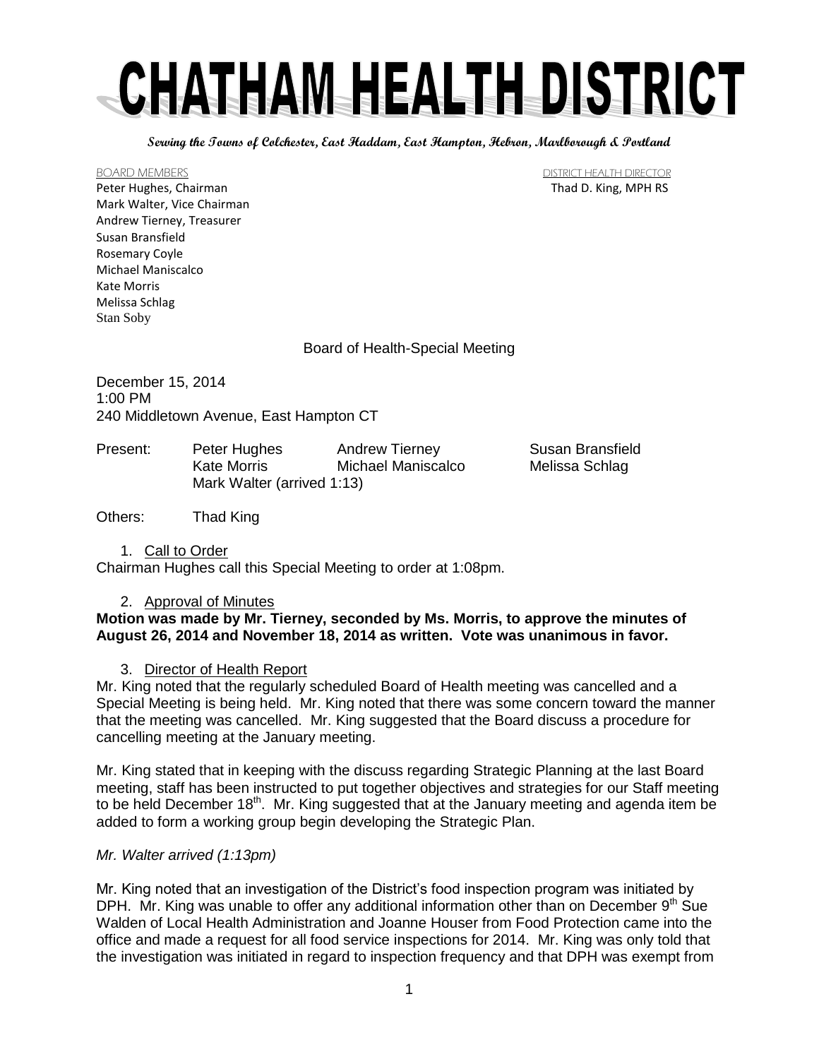# CHATHAM HEALTH DISTRICT

**Serving the Towns of Colchester, East Haddam, East Hampton, Hebron, Marlborough & Portland**

BOARD MEMBERS

Peter Hughes, Chairman
Mark Walter, Vice Chairman
Andrew Tierney, Treasurer
Susan Bransfield
Rosemary Coyle
Michael Maniscalco
Kate Morris
Melissa Schlag
Stan Soby

DISTRICT HEALTH DIRECTOR

Thad D. King, MPH RS

## Board of Health-Special Meeting

December 15, 2014
1:00 PM
240 Middletown Avenue, East Hampton CT

| Present: | Peter Hughes | Andrew Tierney | Susan Bransfield |
|---|---|---|---|
| | Kate Morris | Michael Maniscalco | Melissa Schlag |
| | Mark Walter (arrived 1:13) | | |

Others: Thad King

1. Call to Order

Chairman Hughes call this Special Meeting to order at 1:08pm.

2. Approval of Minutes

**Motion was made by Mr. Tierney, seconded by Ms. Morris, to approve the minutes of August 26, 2014 and November 18, 2014 as written. Vote was unanimous in favor.**

3. Director of Health Report

Mr. King noted that the regularly scheduled Board of Health meeting was cancelled and a Special Meeting is being held. Mr. King noted that there was some concern toward the manner that the meeting was cancelled. Mr. King suggested that the Board discuss a procedure for cancelling meeting at the January meeting.

Mr. King stated that in keeping with the discuss regarding Strategic Planning at the last Board meeting, staff has been instructed to put together objectives and strategies for our Staff meeting to be held December 18th. Mr. King suggested that at the January meeting and agenda item be added to form a working group begin developing the Strategic Plan.

*Mr. Walter arrived (1:13pm)*

Mr. King noted that an investigation of the District's food inspection program was initiated by DPH. Mr. King was unable to offer any additional information other than on December 9th Sue Walden of Local Health Administration and Joanne Houser from Food Protection came into the office and made a request for all food service inspections for 2014. Mr. King was only told that the investigation was initiated in regard to inspection frequency and that DPH was exempt from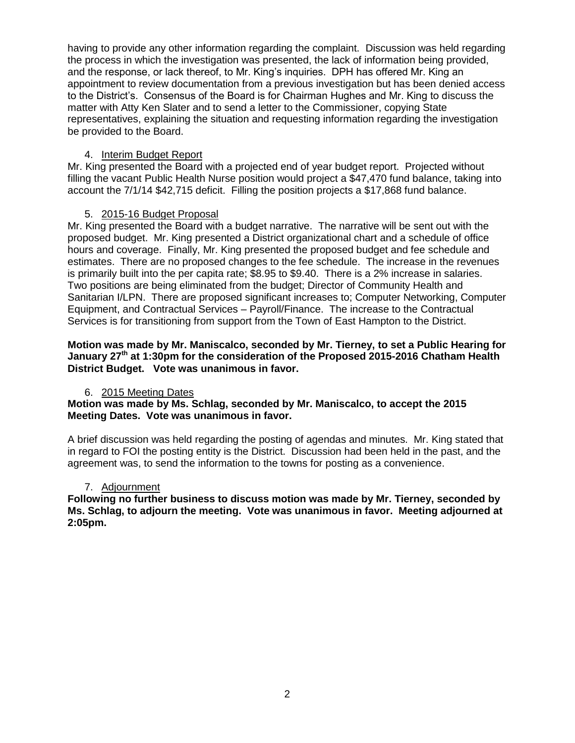having to provide any other information regarding the complaint. Discussion was held regarding the process in which the investigation was presented, the lack of information being provided, and the response, or lack thereof, to Mr. King's inquiries. DPH has offered Mr. King an appointment to review documentation from a previous investigation but has been denied access to the District's. Consensus of the Board is for Chairman Hughes and Mr. King to discuss the matter with Atty Ken Slater and to send a letter to the Commissioner, copying State representatives, explaining the situation and requesting information regarding the investigation be provided to the Board.

4. Interim Budget Report

Mr. King presented the Board with a projected end of year budget report. Projected without filling the vacant Public Health Nurse position would project a $47,470 fund balance, taking into account the 7/1/14 $42,715 deficit. Filling the position projects a $17,868 fund balance.

5. 2015-16 Budget Proposal

Mr. King presented the Board with a budget narrative. The narrative will be sent out with the proposed budget. Mr. King presented a District organizational chart and a schedule of office hours and coverage. Finally, Mr. King presented the proposed budget and fee schedule and estimates. There are no proposed changes to the fee schedule. The increase in the revenues is primarily built into the per capita rate; $8.95 to $9.40. There is a 2% increase in salaries. Two positions are being eliminated from the budget; Director of Community Health and Sanitarian I/LPN. There are proposed significant increases to; Computer Networking, Computer Equipment, and Contractual Services – Payroll/Finance. The increase to the Contractual Services is for transitioning from support from the Town of East Hampton to the District.

**Motion was made by Mr. Maniscalco, seconded by Mr. Tierney, to set a Public Hearing for January 27th at 1:30pm for the consideration of the Proposed 2015-2016 Chatham Health District Budget. Vote was unanimous in favor.**

6. 2015 Meeting Dates

**Motion was made by Ms. Schlag, seconded by Mr. Maniscalco, to accept the 2015 Meeting Dates. Vote was unanimous in favor.**

A brief discussion was held regarding the posting of agendas and minutes. Mr. King stated that in regard to FOI the posting entity is the District. Discussion had been held in the past, and the agreement was, to send the information to the towns for posting as a convenience.

7. Adjournment

**Following no further business to discuss motion was made by Mr. Tierney, seconded by Ms. Schlag, to adjourn the meeting. Vote was unanimous in favor. Meeting adjourned at 2:05pm.**